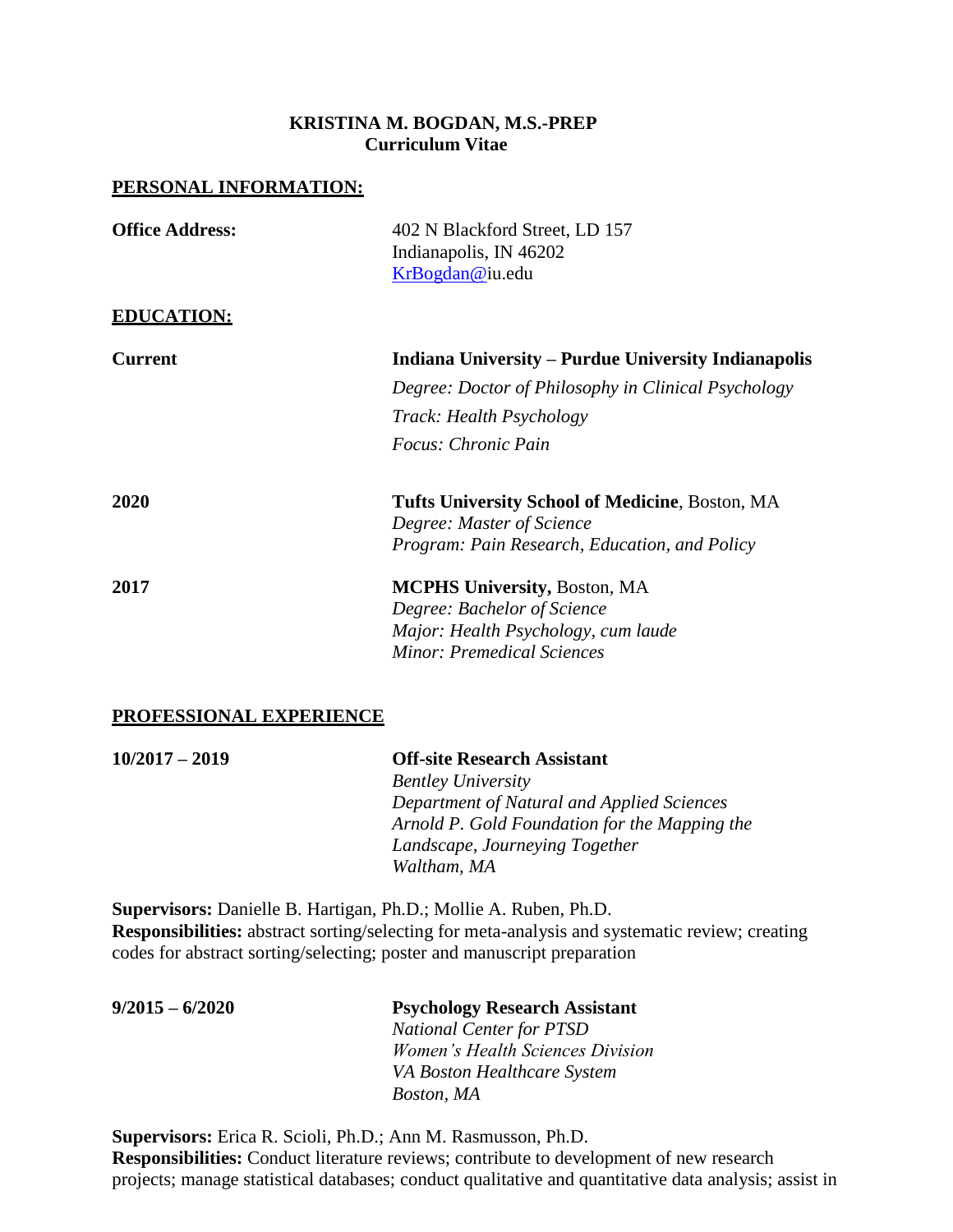**KRISTINA M. BOGDAN, M.S.-PREP**
**Curriculum Vitae**

## PERSONAL INFORMATION:

**Office Address:**
402 N Blackford Street, LD 157
Indianapolis, IN 46202
KrBogdan@iu.edu

## EDUCATION:

**Current**
**Indiana University – Purdue University Indianapolis**
*Degree: Doctor of Philosophy in Clinical Psychology*
*Track: Health Psychology*
*Focus: Chronic Pain*

**2020**
**Tufts University School of Medicine**, Boston, MA
*Degree: Master of Science*
*Program: Pain Research, Education, and Policy*

**2017**
**MCPHS University,** Boston, MA
*Degree: Bachelor of Science*
*Major: Health Psychology, cum laude*
*Minor: Premedical Sciences*

## PROFESSIONAL EXPERIENCE

**10/2017 – 2019**
**Off-site Research Assistant**
*Bentley University*
*Department of Natural and Applied Sciences*
*Arnold P. Gold Foundation for the Mapping the Landscape, Journeying Together*
*Waltham, MA*

**Supervisors:** Danielle B. Hartigan, Ph.D.; Mollie A. Ruben, Ph.D.
**Responsibilities:** abstract sorting/selecting for meta-analysis and systematic review; creating codes for abstract sorting/selecting; poster and manuscript preparation

**9/2015 – 6/2020**
**Psychology Research Assistant**
*National Center for PTSD*
*Women's Health Sciences Division*
*VA Boston Healthcare System*
*Boston, MA*

**Supervisors:** Erica R. Scioli, Ph.D.; Ann M. Rasmusson, Ph.D.
**Responsibilities:** Conduct literature reviews; contribute to development of new research projects; manage statistical databases; conduct qualitative and quantitative data analysis; assist in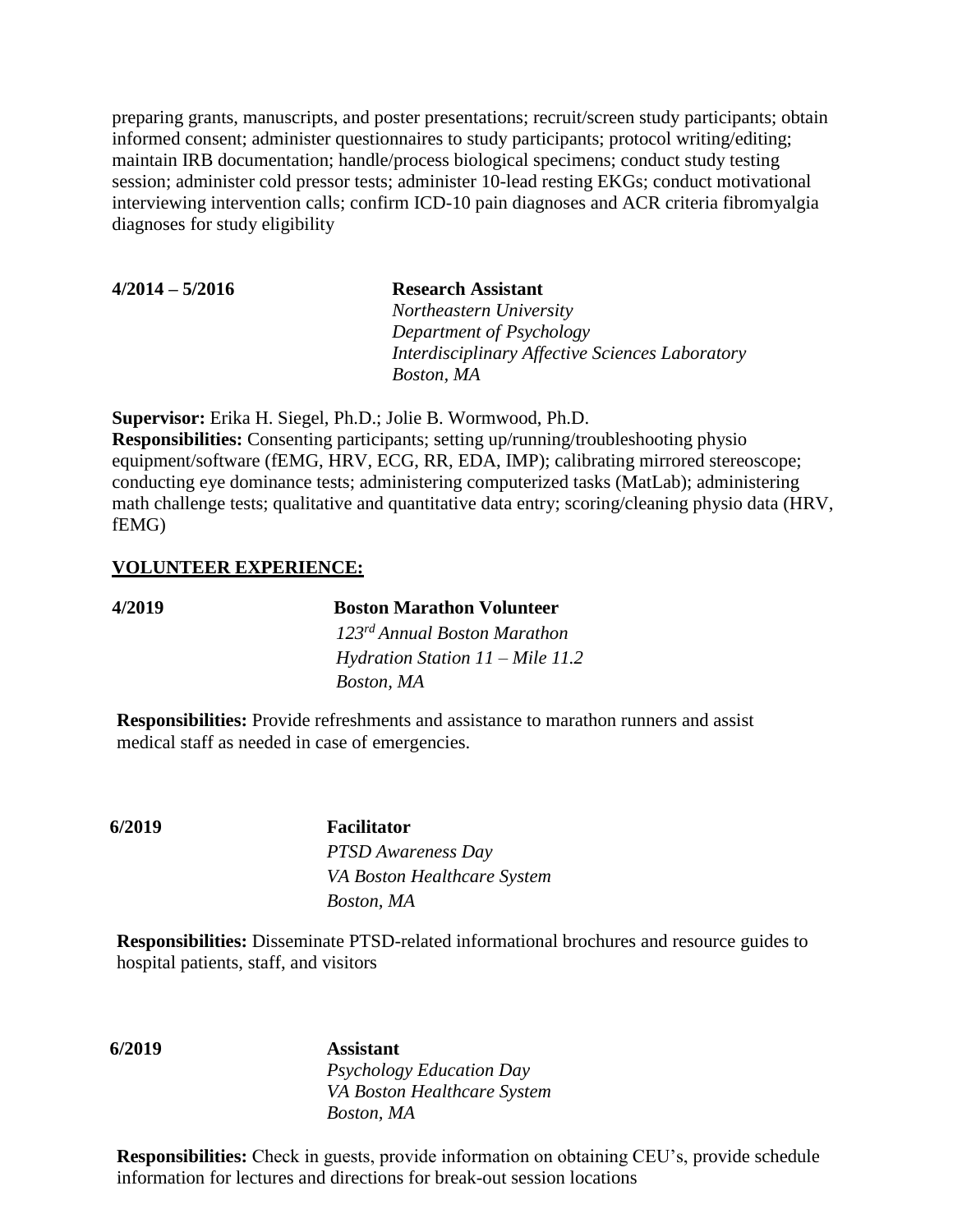preparing grants, manuscripts, and poster presentations; recruit/screen study participants; obtain informed consent; administer questionnaires to study participants; protocol writing/editing; maintain IRB documentation; handle/process biological specimens; conduct study testing session; administer cold pressor tests; administer 10-lead resting EKGs; conduct motivational interviewing intervention calls; confirm ICD-10 pain diagnoses and ACR criteria fibromyalgia diagnoses for study eligibility

**4/2014 – 5/2016** **Research Assistant**
*Northeastern University*
*Department of Psychology*
*Interdisciplinary Affective Sciences Laboratory*
*Boston, MA*

**Supervisor:** Erika H. Siegel, Ph.D.; Jolie B. Wormwood, Ph.D.
**Responsibilities:** Consenting participants; setting up/running/troubleshooting physio equipment/software (fEMG, HRV, ECG, RR, EDA, IMP); calibrating mirrored stereoscope; conducting eye dominance tests; administering computerized tasks (MatLab); administering math challenge tests; qualitative and quantitative data entry; scoring/cleaning physio data (HRV, fEMG)

## VOLUNTEER EXPERIENCE:

**4/2019** **Boston Marathon Volunteer**
*123rd Annual Boston Marathon*
*Hydration Station 11 – Mile 11.2*
*Boston, MA*

**Responsibilities:** Provide refreshments and assistance to marathon runners and assist medical staff as needed in case of emergencies.

**6/2019** **Facilitator**
*PTSD Awareness Day*
*VA Boston Healthcare System*
*Boston, MA*

**Responsibilities:** Disseminate PTSD-related informational brochures and resource guides to hospital patients, staff, and visitors

**6/2019** **Assistant**
*Psychology Education Day*
*VA Boston Healthcare System*
*Boston, MA*

**Responsibilities:** Check in guests, provide information on obtaining CEU's, provide schedule information for lectures and directions for break-out session locations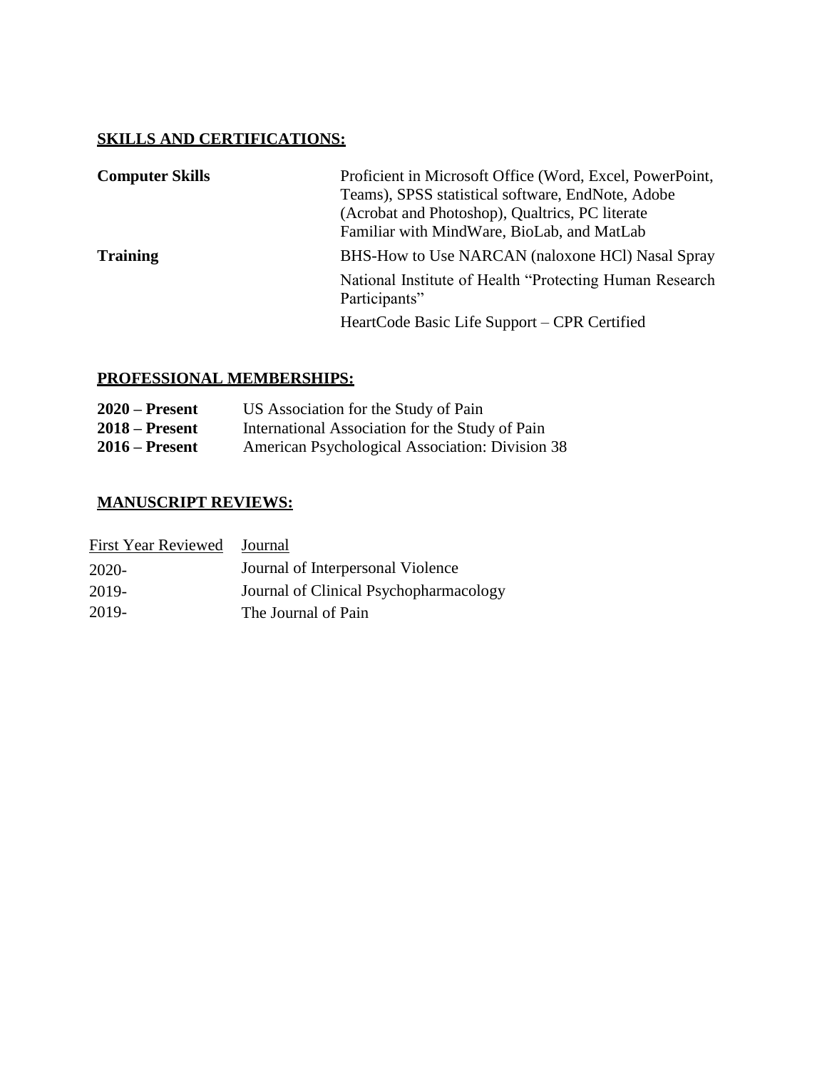## SKILLS AND CERTIFICATIONS:

| | |
|---|---|
| **Computer Skills** | Proficient in Microsoft Office (Word, Excel, PowerPoint, Teams), SPSS statistical software, EndNote, Adobe (Acrobat and Photoshop), Qualtrics, PC literate<br>Familiar with MindWare, BioLab, and MatLab |
| **Training** | BHS-How to Use NARCAN (naloxone HCl) Nasal Spray |
| | National Institute of Health "Protecting Human Research Participants" |
| | HeartCode Basic Life Support – CPR Certified |

## PROFESSIONAL MEMBERSHIPS:

| | |
|---|---|
| **2020 – Present** | US Association for the Study of Pain |
| **2018 – Present** | International Association for the Study of Pain |
| **2016 – Present** | American Psychological Association: Division 38 |

## MANUSCRIPT REVIEWS:

| First Year Reviewed | Journal |
|---|---|
| 2020- | Journal of Interpersonal Violence |
| 2019- | Journal of Clinical Psychopharmacology |
| 2019- | The Journal of Pain |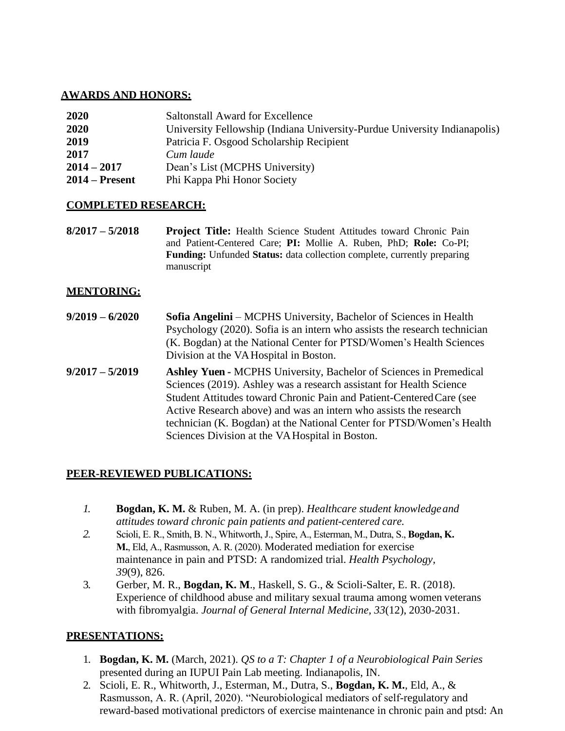## AWARDS AND HONORS:

| | |
|---|---|
| **2020** | Saltonstall Award for Excellence |
| **2020** | University Fellowship (Indiana University-Purdue University Indianapolis) |
| **2019** | Patricia F. Osgood Scholarship Recipient |
| **2017** | *Cum laude* |
| **2014 – 2017** | Dean's List (MCPHS University) |
| **2014 – Present** | Phi Kappa Phi Honor Society |

## COMPLETED RESEARCH:

**8/2017 – 5/2018** **Project Title:** Health Science Student Attitudes toward Chronic Pain and Patient-Centered Care; **PI:** Mollie A. Ruben, PhD; **Role:** Co-PI; **Funding:** Unfunded **Status:** data collection complete, currently preparing manuscript

## MENTORING:

**9/2019 – 6/2020** **Sofia Angelini** – MCPHS University, Bachelor of Sciences in Health Psychology (2020). Sofia is an intern who assists the research technician (K. Bogdan) at the National Center for PTSD/Women's Health Sciences Division at the VA Hospital in Boston.

**9/2017 – 5/2019** **Ashley Yuen -** MCPHS University, Bachelor of Sciences in Premedical Sciences (2019). Ashley was a research assistant for Health Science Student Attitudes toward Chronic Pain and Patient-Centered Care (see Active Research above) and was an intern who assists the research technician (K. Bogdan) at the National Center for PTSD/Women's Health Sciences Division at the VA Hospital in Boston.

## PEER-REVIEWED PUBLICATIONS:

1. **Bogdan, K. M.** & Ruben, M. A. (in prep). *Healthcare student knowledge and attitudes toward chronic pain patients and patient-centered care.*
2. Scioli, E. R., Smith, B. N., Whitworth, J., Spire, A., Esterman, M., Dutra, S., **Bogdan, K. M.**, Eld, A., Rasmusson, A. R. (2020). Moderated mediation for exercise maintenance in pain and PTSD: A randomized trial. *Health Psychology, 39*(9), 826.
3. Gerber, M. R., **Bogdan, K. M**., Haskell, S. G., & Scioli-Salter, E. R. (2018). Experience of childhood abuse and military sexual trauma among women veterans with fibromyalgia. *Journal of General Internal Medicine, 33*(12), 2030-2031.

## PRESENTATIONS:

1. **Bogdan, K. M.** (March, 2021). *QS to a T: Chapter 1 of a Neurobiological Pain Series* presented during an IUPUI Pain Lab meeting. Indianapolis, IN.
2. Scioli, E. R., Whitworth, J., Esterman, M., Dutra, S., **Bogdan, K. M.**, Eld, A., & Rasmusson, A. R. (April, 2020). "Neurobiological mediators of self-regulatory and reward-based motivational predictors of exercise maintenance in chronic pain and ptsd: An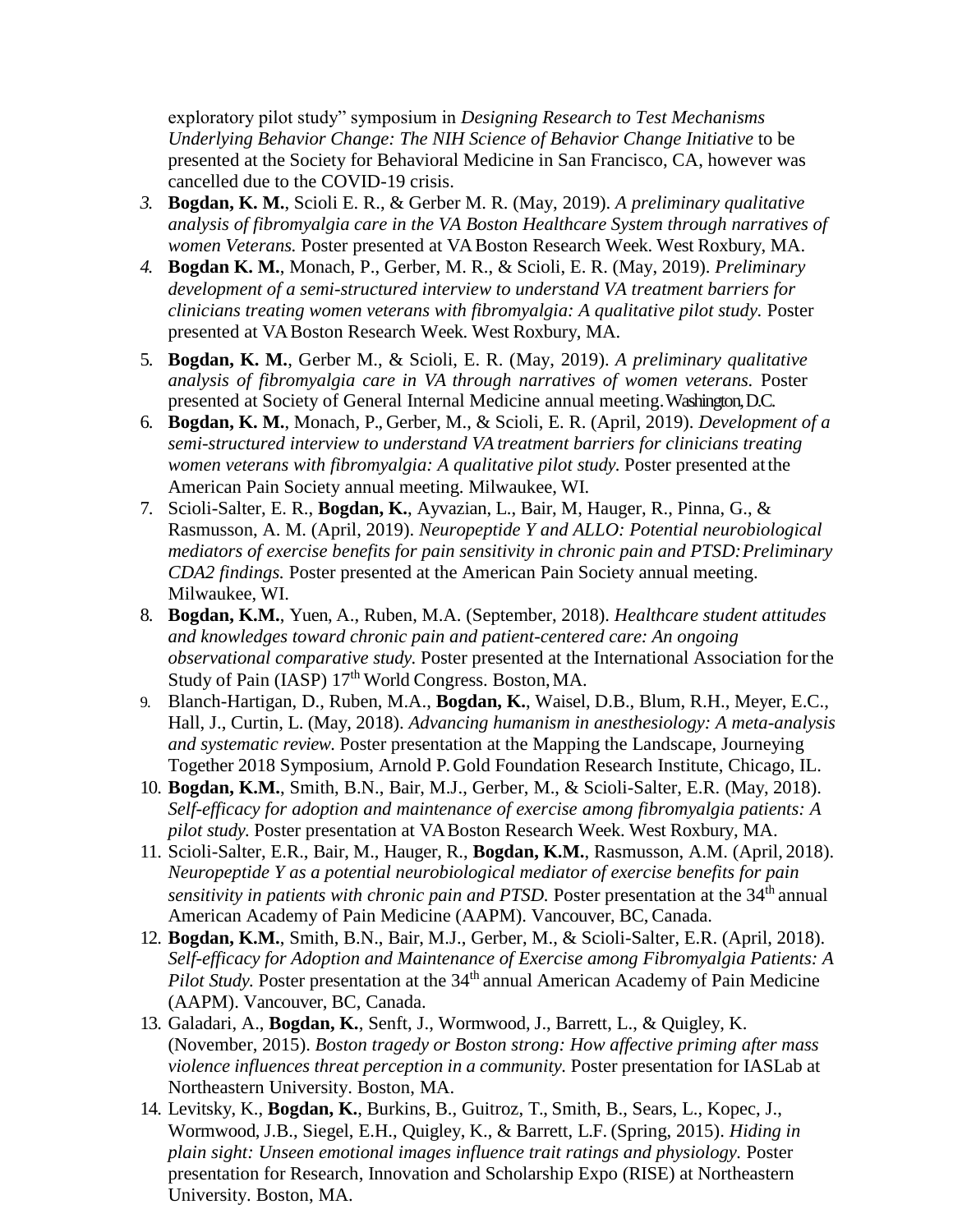exploratory pilot study" symposium in *Designing Research to Test Mechanisms Underlying Behavior Change: The NIH Science of Behavior Change Initiative* to be presented at the Society for Behavioral Medicine in San Francisco, CA, however was cancelled due to the COVID-19 crisis.

3. **Bogdan, K. M.**, Scioli E. R., & Gerber M. R. (May, 2019). *A preliminary qualitative analysis of fibromyalgia care in the VA Boston Healthcare System through narratives of women Veterans.* Poster presented at VA Boston Research Week. West Roxbury, MA.
4. **Bogdan K. M.**, Monach, P., Gerber, M. R., & Scioli, E. R. (May, 2019). *Preliminary development of a semi-structured interview to understand VA treatment barriers for clinicians treating women veterans with fibromyalgia: A qualitative pilot study.* Poster presented at VA Boston Research Week. West Roxbury, MA.
5. **Bogdan, K. M.**, Gerber M., & Scioli, E. R. (May, 2019). *A preliminary qualitative analysis of fibromyalgia care in VA through narratives of women veterans.* Poster presented at Society of General Internal Medicine annual meeting. Washington, D.C.
6. **Bogdan, K. M.**, Monach, P., Gerber, M., & Scioli, E. R. (April, 2019). *Development of a semi-structured interview to understand VA treatment barriers for clinicians treating women veterans with fibromyalgia: A qualitative pilot study.* Poster presented at the American Pain Society annual meeting. Milwaukee, WI.
7. Scioli-Salter, E. R., **Bogdan, K.**, Ayvazian, L., Bair, M, Hauger, R., Pinna, G., & Rasmusson, A. M. (April, 2019). *Neuropeptide Y and ALLO: Potential neurobiological mediators of exercise benefits for pain sensitivity in chronic pain and PTSD: Preliminary CDA2 findings.* Poster presented at the American Pain Society annual meeting. Milwaukee, WI.
8. **Bogdan, K.M.**, Yuen, A., Ruben, M.A. (September, 2018). *Healthcare student attitudes and knowledges toward chronic pain and patient-centered care: An ongoing observational comparative study.* Poster presented at the International Association for the Study of Pain (IASP) 17th World Congress. Boston, MA.
9. Blanch-Hartigan, D., Ruben, M.A., **Bogdan, K.**, Waisel, D.B., Blum, R.H., Meyer, E.C., Hall, J., Curtin, L. (May, 2018). *Advancing humanism in anesthesiology: A meta-analysis and systematic review.* Poster presentation at the Mapping the Landscape, Journeying Together 2018 Symposium, Arnold P. Gold Foundation Research Institute, Chicago, IL.
10. **Bogdan, K.M.**, Smith, B.N., Bair, M.J., Gerber, M., & Scioli-Salter, E.R. (May, 2018). *Self-efficacy for adoption and maintenance of exercise among fibromyalgia patients: A pilot study.* Poster presentation at VA Boston Research Week. West Roxbury, MA.
11. Scioli-Salter, E.R., Bair, M., Hauger, R., **Bogdan, K.M.**, Rasmusson, A.M. (April, 2018). *Neuropeptide Y as a potential neurobiological mediator of exercise benefits for pain sensitivity in patients with chronic pain and PTSD.* Poster presentation at the 34th annual American Academy of Pain Medicine (AAPM). Vancouver, BC, Canada.
12. **Bogdan, K.M.**, Smith, B.N., Bair, M.J., Gerber, M., & Scioli-Salter, E.R. (April, 2018). *Self-efficacy for Adoption and Maintenance of Exercise among Fibromyalgia Patients: A Pilot Study.* Poster presentation at the 34th annual American Academy of Pain Medicine (AAPM). Vancouver, BC, Canada.
13. Galadari, A., **Bogdan, K.**, Senft, J., Wormwood, J., Barrett, L., & Quigley, K. (November, 2015). *Boston tragedy or Boston strong: How affective priming after mass violence influences threat perception in a community.* Poster presentation for IASLab at Northeastern University. Boston, MA.
14. Levitsky, K., **Bogdan, K.**, Burkins, B., Guitroz, T., Smith, B., Sears, L., Kopec, J., Wormwood, J.B., Siegel, E.H., Quigley, K., & Barrett, L.F. (Spring, 2015). *Hiding in plain sight: Unseen emotional images influence trait ratings and physiology.* Poster presentation for Research, Innovation and Scholarship Expo (RISE) at Northeastern University. Boston, MA.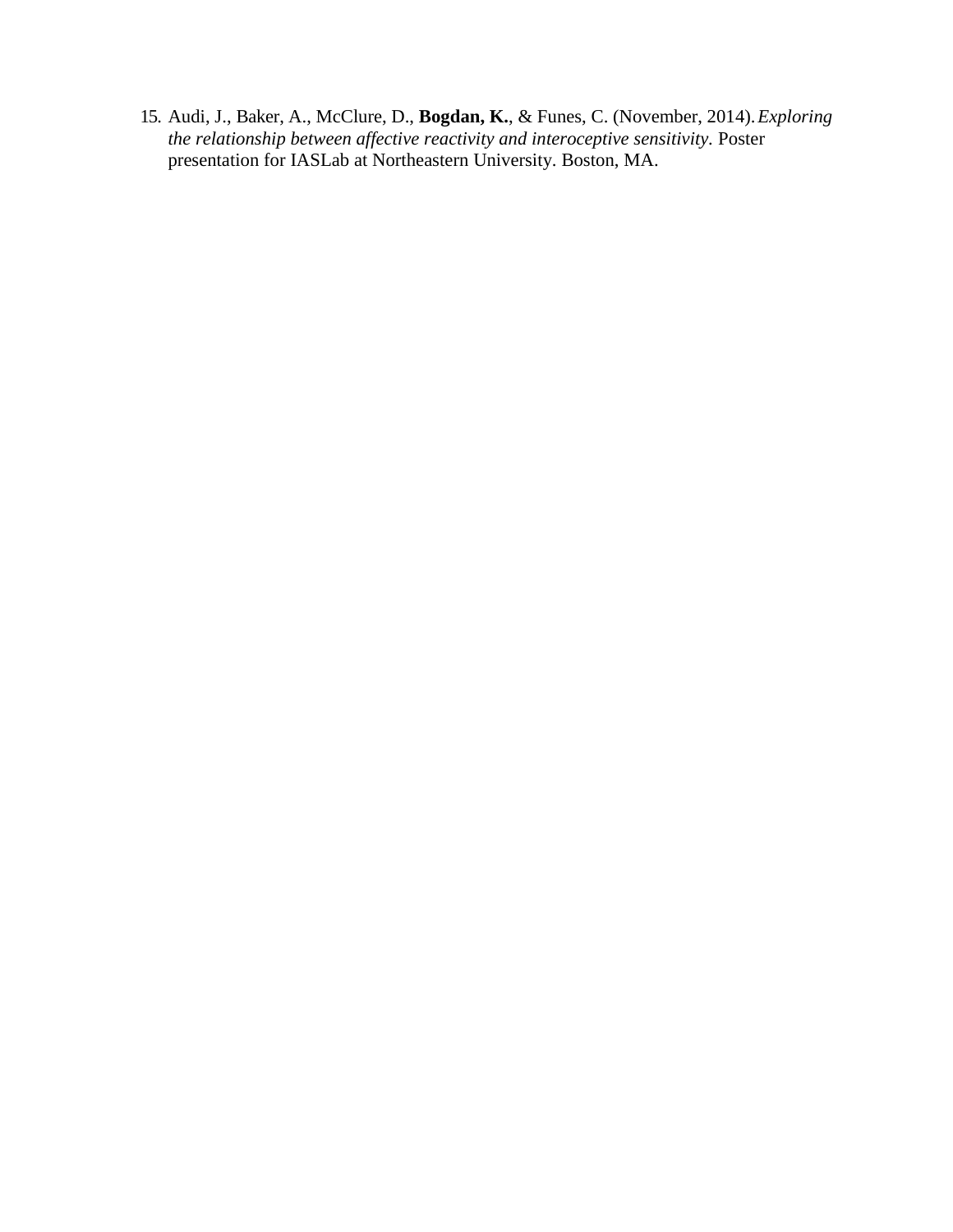15. Audi, J., Baker, A., McClure, D., **Bogdan, K.**, & Funes, C. (November, 2014). *Exploring the relationship between affective reactivity and interoceptive sensitivity.* Poster presentation for IASLab at Northeastern University. Boston, MA.